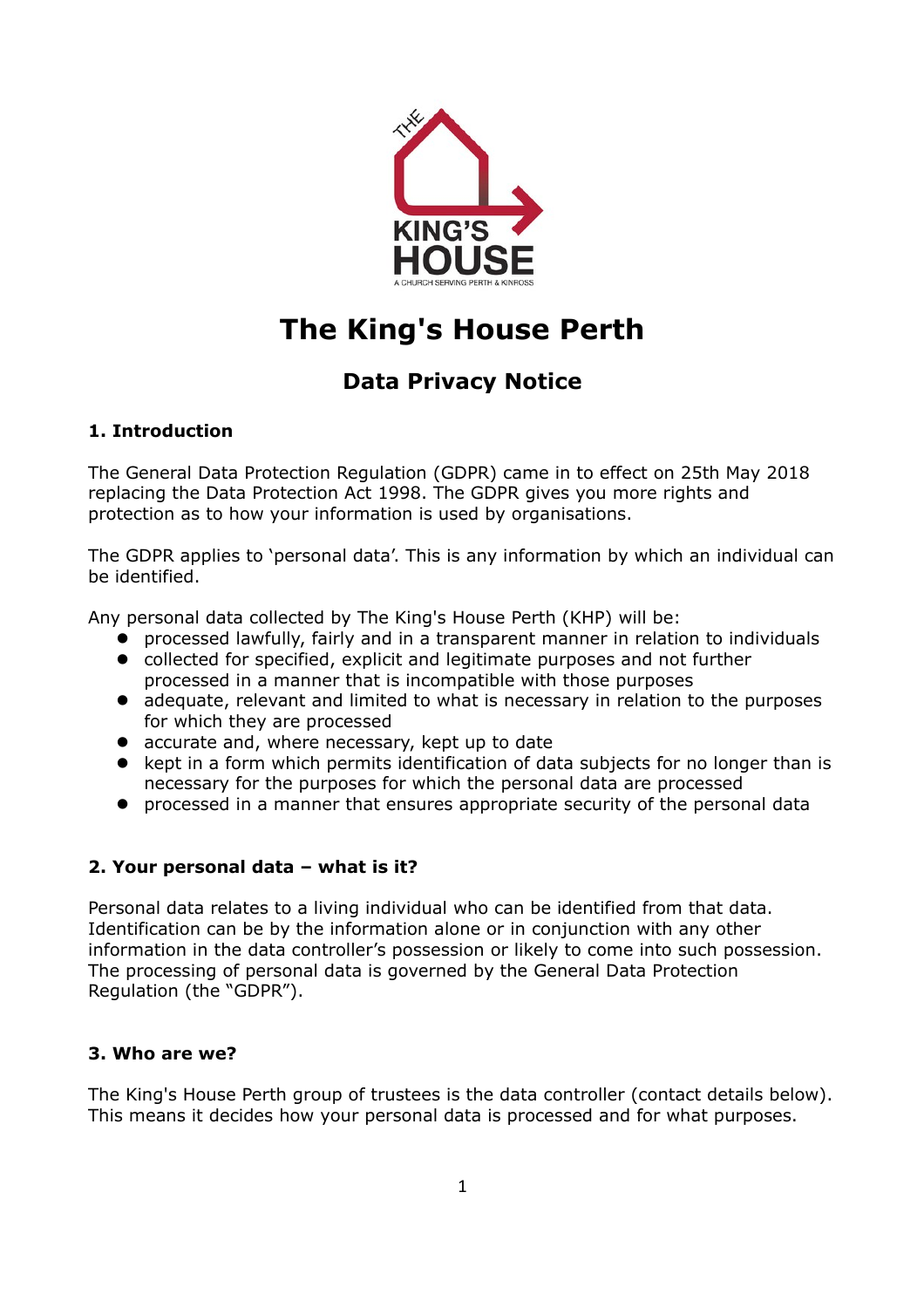# The King's House Perth

## Data Privacy Notice

### 1. Introduction

The General Data Protection Regulation (GDPR) came in to effect on 25th May 2018 replacing the Data Protection Act 1998. The GDPR gives you more rights and protection as to how your information is used by organisations.

The GDPR applies to 'personal data'. This is any information by which an individual can be identified.

Any personal data collected by The King's House Perth (KHP) will be:

- processed lawfully, fairly and in a transparent manner in relation to individuals
- collected for specified, explicit and legitimate purposes and not further processed in a manner that is incompatible with those purposes
- adequate, relevant and limited to what is necessary in relation to the purposes for which they are processed
- accurate and, where necessary, kept up to date
- kept in a form which permits identification of data subjects for no longer than is necessary for the purposes for which the personal data are processed
- processed in a manner that ensures appropriate security of the personal data

### 2. Your personal data – what is it?

Personal data relates to a living individual who can be identified from that data. Identification can be by the information alone or in conjunction with any other information in the data controller's possession or likely to come into such possession. The processing of personal data is governed by the General Data Protection Regulation (the "GDPR").

### 3. Who are we?

The King's House Perth group of trustees is the data controller (contact details below). This means it decides how your personal data is processed and for what purposes.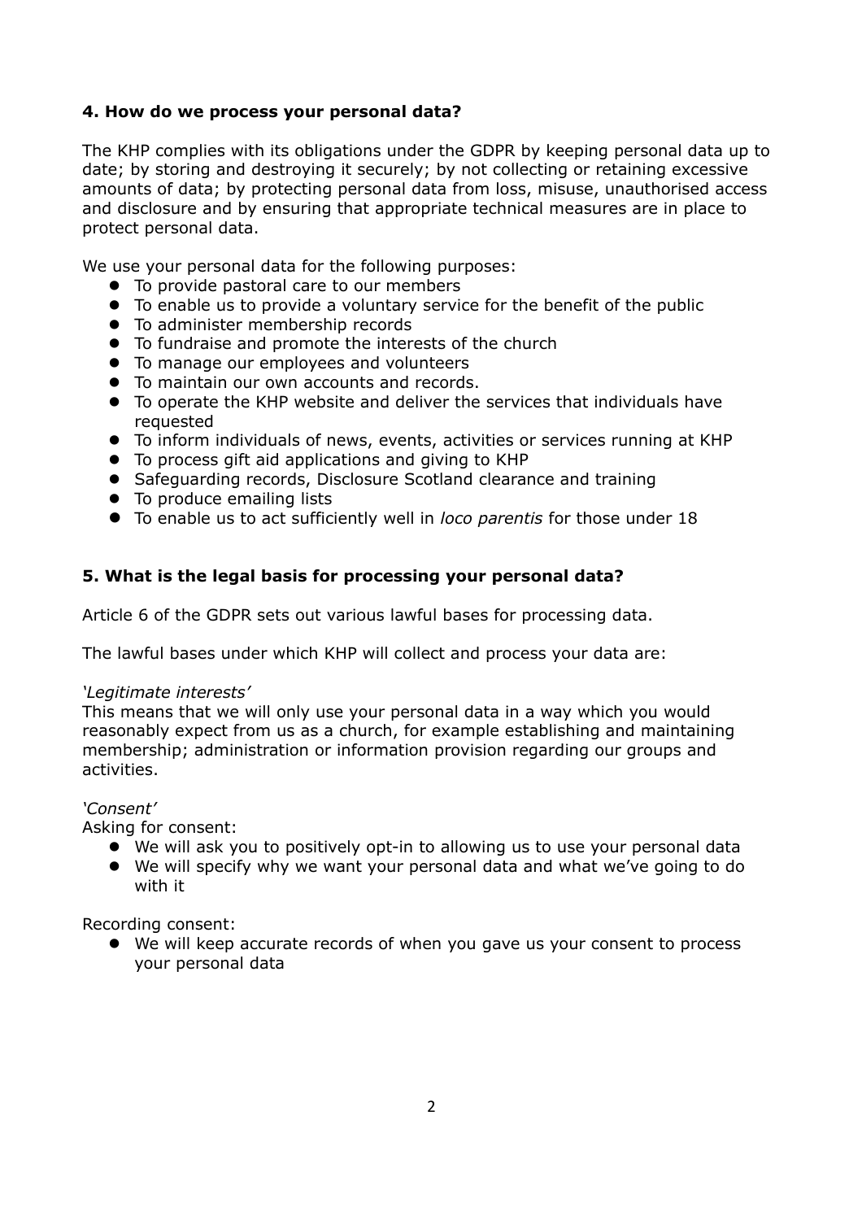### 4. How do we process your personal data?

The KHP complies with its obligations under the GDPR by keeping personal data up to date; by storing and destroying it securely; by not collecting or retaining excessive amounts of data; by protecting personal data from loss, misuse, unauthorised access and disclosure and by ensuring that appropriate technical measures are in place to protect personal data.

We use your personal data for the following purposes:

- To provide pastoral care to our members
- To enable us to provide a voluntary service for the benefit of the public
- To administer membership records
- To fundraise and promote the interests of the church
- To manage our employees and volunteers
- To maintain our own accounts and records.
- To operate the KHP website and deliver the services that individuals have requested
- To inform individuals of news, events, activities or services running at KHP
- To process gift aid applications and giving to KHP
- Safeguarding records, Disclosure Scotland clearance and training
- To produce emailing lists
- To enable us to act sufficiently well in *loco parentis* for those under 18

### 5. What is the legal basis for processing your personal data?

Article 6 of the GDPR sets out various lawful bases for processing data.

The lawful bases under which KHP will collect and process your data are:

*'Legitimate interests'*
This means that we will only use your personal data in a way which you would reasonably expect from us as a church, for example establishing and maintaining membership; administration or information provision regarding our groups and activities.

*'Consent'*
Asking for consent:

- We will ask you to positively opt-in to allowing us to use your personal data
- We will specify why we want your personal data and what we've going to do with it

Recording consent:

- We will keep accurate records of when you gave us your consent to process your personal data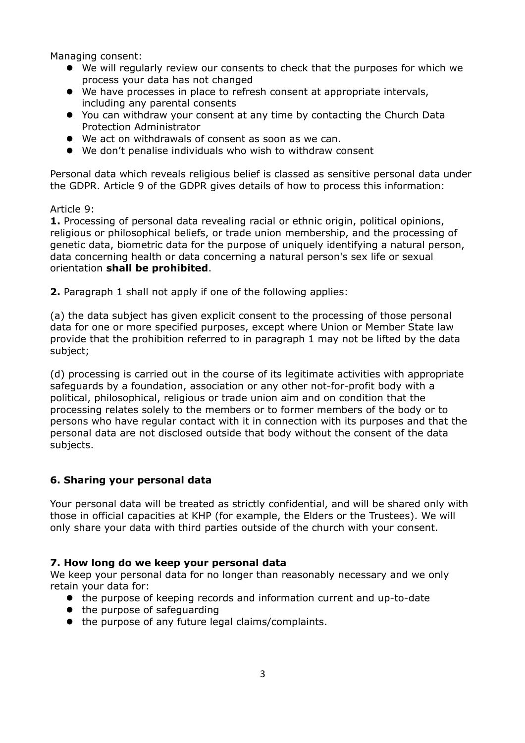Managing consent:

- We will regularly review our consents to check that the purposes for which we process your data has not changed
- We have processes in place to refresh consent at appropriate intervals, including any parental consents
- You can withdraw your consent at any time by contacting the Church Data Protection Administrator
- We act on withdrawals of consent as soon as we can.
- We don't penalise individuals who wish to withdraw consent

Personal data which reveals religious belief is classed as sensitive personal data under the GDPR. Article 9 of the GDPR gives details of how to process this information:

Article 9:

**1.** Processing of personal data revealing racial or ethnic origin, political opinions, religious or philosophical beliefs, or trade union membership, and the processing of genetic data, biometric data for the purpose of uniquely identifying a natural person, data concerning health or data concerning a natural person's sex life or sexual orientation **shall be prohibited**.

**2.** Paragraph 1 shall not apply if one of the following applies:

(a) the data subject has given explicit consent to the processing of those personal data for one or more specified purposes, except where Union or Member State law provide that the prohibition referred to in paragraph 1 may not be lifted by the data subject;

(d) processing is carried out in the course of its legitimate activities with appropriate safeguards by a foundation, association or any other not-for-profit body with a political, philosophical, religious or trade union aim and on condition that the processing relates solely to the members or to former members of the body or to persons who have regular contact with it in connection with its purposes and that the personal data are not disclosed outside that body without the consent of the data subjects.

### 6. Sharing your personal data

Your personal data will be treated as strictly confidential, and will be shared only with those in official capacities at KHP (for example, the Elders or the Trustees). We will only share your data with third parties outside of the church with your consent.

### 7. How long do we keep your personal data

We keep your personal data for no longer than reasonably necessary and we only retain your data for:

- the purpose of keeping records and information current and up-to-date
- the purpose of safeguarding
- the purpose of any future legal claims/complaints.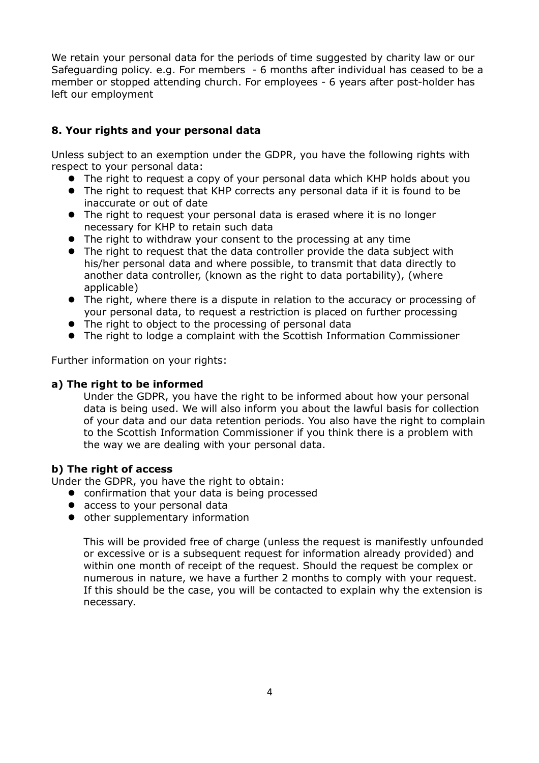We retain your personal data for the periods of time suggested by charity law or our Safeguarding policy. e.g. For members - 6 months after individual has ceased to be a member or stopped attending church. For employees - 6 years after post-holder has left our employment

## 8. Your rights and your personal data

Unless subject to an exemption under the GDPR, you have the following rights with respect to your personal data:

- The right to request a copy of your personal data which KHP holds about you
- The right to request that KHP corrects any personal data if it is found to be inaccurate or out of date
- The right to request your personal data is erased where it is no longer necessary for KHP to retain such data
- The right to withdraw your consent to the processing at any time
- The right to request that the data controller provide the data subject with his/her personal data and where possible, to transmit that data directly to another data controller, (known as the right to data portability), (where applicable)
- The right, where there is a dispute in relation to the accuracy or processing of your personal data, to request a restriction is placed on further processing
- The right to object to the processing of personal data
- The right to lodge a complaint with the Scottish Information Commissioner

Further information on your rights:

### a) The right to be informed

Under the GDPR, you have the right to be informed about how your personal data is being used. We will also inform you about the lawful basis for collection of your data and our data retention periods. You also have the right to complain to the Scottish Information Commissioner if you think there is a problem with the way we are dealing with your personal data.

### b) The right of access

Under the GDPR, you have the right to obtain:

- confirmation that your data is being processed
- access to your personal data
- other supplementary information

This will be provided free of charge (unless the request is manifestly unfounded or excessive or is a subsequent request for information already provided) and within one month of receipt of the request. Should the request be complex or numerous in nature, we have a further 2 months to comply with your request. If this should be the case, you will be contacted to explain why the extension is necessary.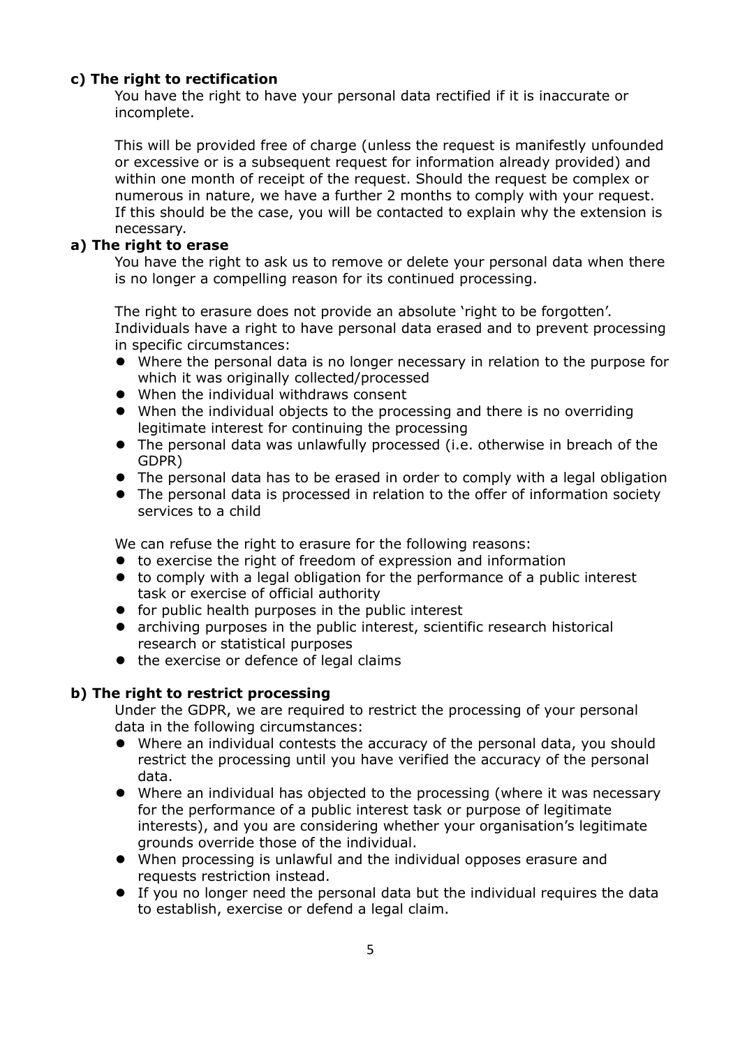**c) The right to rectification**

You have the right to have your personal data rectified if it is inaccurate or incomplete.

This will be provided free of charge (unless the request is manifestly unfounded or excessive or is a subsequent request for information already provided) and within one month of receipt of the request. Should the request be complex or numerous in nature, we have a further 2 months to comply with your request. If this should be the case, you will be contacted to explain why the extension is necessary.

**a) The right to erase**

You have the right to ask us to remove or delete your personal data when there is no longer a compelling reason for its continued processing.

The right to erasure does not provide an absolute 'right to be forgotten'. Individuals have a right to have personal data erased and to prevent processing in specific circumstances:

- Where the personal data is no longer necessary in relation to the purpose for which it was originally collected/processed
- When the individual withdraws consent
- When the individual objects to the processing and there is no overriding legitimate interest for continuing the processing
- The personal data was unlawfully processed (i.e. otherwise in breach of the GDPR)
- The personal data has to be erased in order to comply with a legal obligation
- The personal data is processed in relation to the offer of information society services to a child

We can refuse the right to erasure for the following reasons:

- to exercise the right of freedom of expression and information
- to comply with a legal obligation for the performance of a public interest task or exercise of official authority
- for public health purposes in the public interest
- archiving purposes in the public interest, scientific research historical research or statistical purposes
- the exercise or defence of legal claims

**b) The right to restrict processing**

Under the GDPR, we are required to restrict the processing of your personal data in the following circumstances:

- Where an individual contests the accuracy of the personal data, you should restrict the processing until you have verified the accuracy of the personal data.
- Where an individual has objected to the processing (where it was necessary for the performance of a public interest task or purpose of legitimate interests), and you are considering whether your organisation's legitimate grounds override those of the individual.
- When processing is unlawful and the individual opposes erasure and requests restriction instead.
- If you no longer need the personal data but the individual requires the data to establish, exercise or defend a legal claim.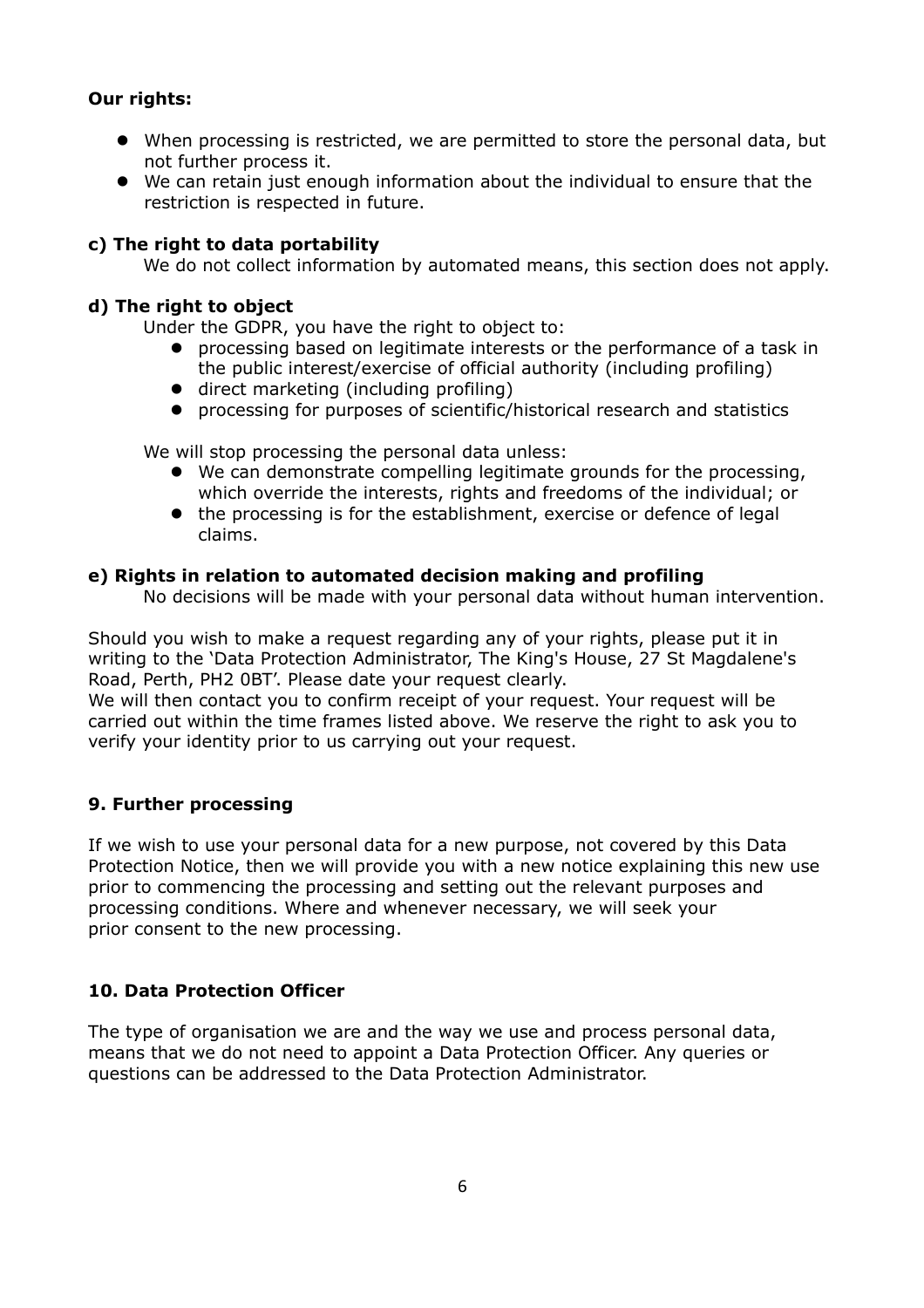**Our rights:**

- When processing is restricted, we are permitted to store the personal data, but not further process it.
- We can retain just enough information about the individual to ensure that the restriction is respected in future.

**c) The right to data portability**

We do not collect information by automated means, this section does not apply.

**d) The right to object**

Under the GDPR, you have the right to object to:

- processing based on legitimate interests or the performance of a task in the public interest/exercise of official authority (including profiling)
- direct marketing (including profiling)
- processing for purposes of scientific/historical research and statistics

We will stop processing the personal data unless:

- We can demonstrate compelling legitimate grounds for the processing, which override the interests, rights and freedoms of the individual; or
- the processing is for the establishment, exercise or defence of legal claims.

**e) Rights in relation to automated decision making and profiling**

No decisions will be made with your personal data without human intervention.

Should you wish to make a request regarding any of your rights, please put it in writing to the 'Data Protection Administrator, The King's House, 27 St Magdalene's Road, Perth, PH2 0BT'. Please date your request clearly.
We will then contact you to confirm receipt of your request. Your request will be carried out within the time frames listed above. We reserve the right to ask you to verify your identity prior to us carrying out your request.

## 9. Further processing

If we wish to use your personal data for a new purpose, not covered by this Data Protection Notice, then we will provide you with a new notice explaining this new use prior to commencing the processing and setting out the relevant purposes and processing conditions. Where and whenever necessary, we will seek your prior consent to the new processing.

## 10. Data Protection Officer

The type of organisation we are and the way we use and process personal data, means that we do not need to appoint a Data Protection Officer. Any queries or questions can be addressed to the Data Protection Administrator.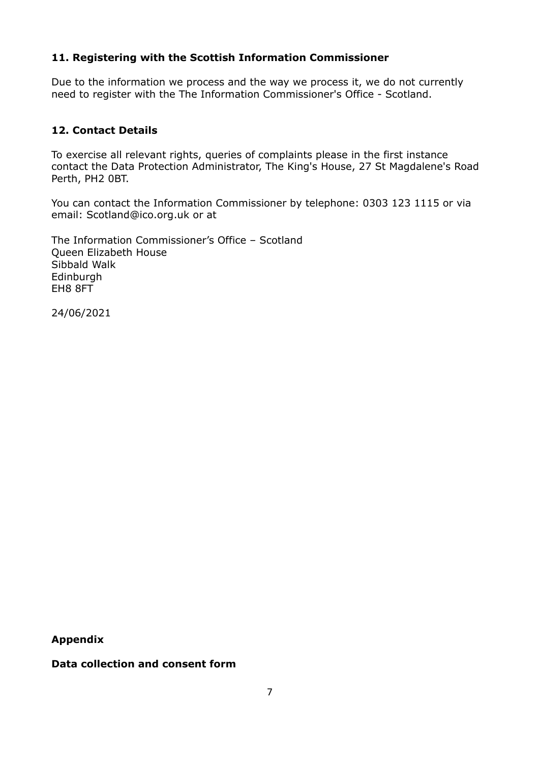## 11. Registering with the Scottish Information Commissioner

Due to the information we process and the way we process it, we do not currently need to register with the The Information Commissioner's Office - Scotland.

## 12. Contact Details

To exercise all relevant rights, queries of complaints please in the first instance contact the Data Protection Administrator, The King's House, 27 St Magdalene's Road Perth, PH2 0BT.

You can contact the Information Commissioner by telephone: 0303 123 1115 or via email: Scotland@ico.org.uk or at

The Information Commissioner's Office – Scotland
Queen Elizabeth House
Sibbald Walk
Edinburgh
EH8 8FT

24/06/2021

**Appendix**

**Data collection and consent form**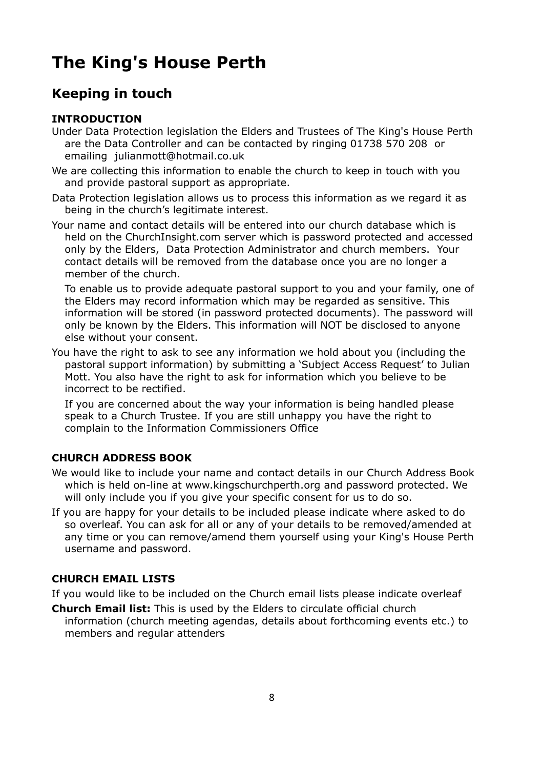# The King's House Perth

## Keeping in touch

### INTRODUCTION

Under Data Protection legislation the Elders and Trustees of The King's House Perth are the Data Controller and can be contacted by ringing 01738 570 208 or emailing julianmott@hotmail.co.uk

We are collecting this information to enable the church to keep in touch with you and provide pastoral support as appropriate.

Data Protection legislation allows us to process this information as we regard it as being in the church's legitimate interest.

Your name and contact details will be entered into our church database which is held on the ChurchInsight.com server which is password protected and accessed only by the Elders, Data Protection Administrator and church members. Your contact details will be removed from the database once you are no longer a member of the church.

To enable us to provide adequate pastoral support to you and your family, one of the Elders may record information which may be regarded as sensitive. This information will be stored (in password protected documents). The password will only be known by the Elders. This information will NOT be disclosed to anyone else without your consent.

You have the right to ask to see any information we hold about you (including the pastoral support information) by submitting a 'Subject Access Request' to Julian Mott. You also have the right to ask for information which you believe to be incorrect to be rectified.

If you are concerned about the way your information is being handled please speak to a Church Trustee. If you are still unhappy you have the right to complain to the Information Commissioners Office

### CHURCH ADDRESS BOOK

We would like to include your name and contact details in our Church Address Book which is held on-line at www.kingschurchperth.org and password protected. We will only include you if you give your specific consent for us to do so.

If you are happy for your details to be included please indicate where asked to do so overleaf. You can ask for all or any of your details to be removed/amended at any time or you can remove/amend them yourself using your King's House Perth username and password.

### CHURCH EMAIL LISTS

If you would like to be included on the Church email lists please indicate overleaf

**Church Email list:** This is used by the Elders to circulate official church information (church meeting agendas, details about forthcoming events etc.) to members and regular attenders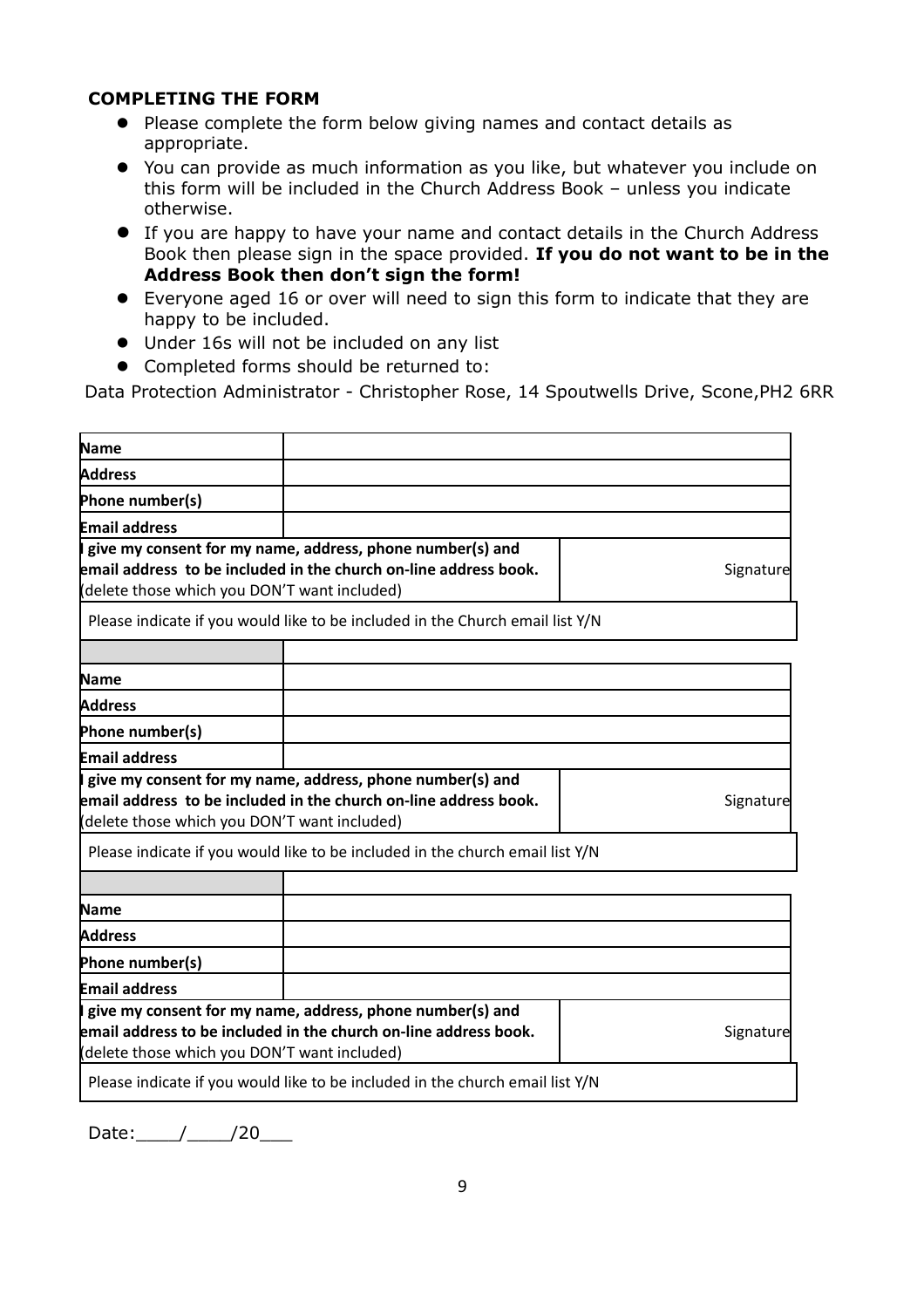**COMPLETING THE FORM**

- Please complete the form below giving names and contact details as appropriate.
- You can provide as much information as you like, but whatever you include on this form will be included in the Church Address Book – unless you indicate otherwise.
- If you are happy to have your name and contact details in the Church Address Book then please sign in the space provided. **If you do not want to be in the Address Book then don't sign the form!**
- Everyone aged 16 or over will need to sign this form to indicate that they are happy to be included.
- Under 16s will not be included on any list
- Completed forms should be returned to:

Data Protection Administrator - Christopher Rose, 14 Spoutwells Drive, Scone,PH2 6RR

| | |
|---|---|
| **Name** | |
| **Address** | |
| **Phone number(s)** | |
| **Email address** | |
| **I give my consent for my name, address, phone number(s) and email address to be included in the church on-line address book.** (delete those which you DON'T want included) | Signature |
| Please indicate if you would like to be included in the Church email list Y/N | |
| | |
| **Name** | |
| **Address** | |
| **Phone number(s)** | |
| **Email address** | |
| **I give my consent for my name, address, phone number(s) and email address to be included in the church on-line address book.** (delete those which you DON'T want included) | Signature |
| Please indicate if you would like to be included in the church email list Y/N | |
| | |
| **Name** | |
| **Address** | |
| **Phone number(s)** | |
| **Email address** | |
| **I give my consent for my name, address, phone number(s) and email address to be included in the church on-line address book.** (delete those which you DON'T want included) | Signature |
| Please indicate if you would like to be included in the church email list Y/N | |

Date:____/____/20___